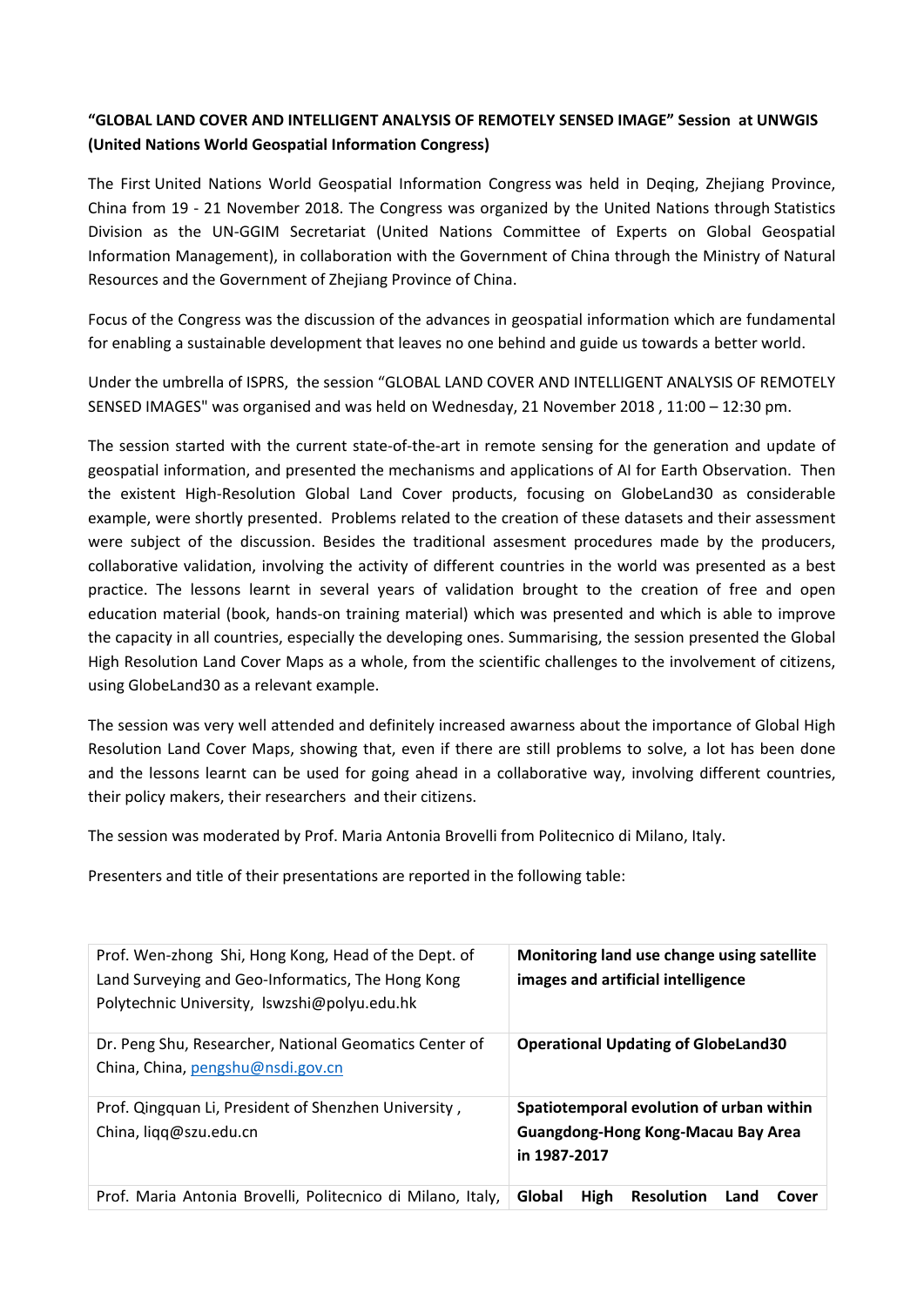**"GLOBAL LAND COVER AND INTELLIGENT ANALYSIS OF REMOTELY SENSED IMAGE" Session at UNWGIS (United Nations World Geospatial Information Congress)**

The First United Nations World Geospatial Information Congress was held in Deqing, Zhejiang Province, China from 19 - 21 November 2018. The Congress was organized by the United Nations through Statistics Division as the UN-GGIM Secretariat (United Nations Committee of Experts on Global Geospatial Information Management), in collaboration with the Government of China through the Ministry of Natural Resources and the Government of Zhejiang Province of China.

Focus of the Congress was the discussion of the advances in geospatial information which are fundamental for enabling a sustainable development that leaves no one behind and guide us towards a better world.

Under the umbrella of ISPRS, the session "GLOBAL LAND COVER AND INTELLIGENT ANALYSIS OF REMOTELY SENSED IMAGES" was organised and was held on Wednesday, 21 November 2018 , 11:00 – 12:30 pm.

The session started with the current state-of-the-art in remote sensing for the generation and update of geospatial information, and presented the mechanisms and applications of AI for Earth Observation. Then the existent High-Resolution Global Land Cover products, focusing on GlobeLand30 as considerable example, were shortly presented. Problems related to the creation of these datasets and their assessment were subject of the discussion. Besides the traditional assesment procedures made by the producers, collaborative validation, involving the activity of different countries in the world was presented as a best practice. The lessons learnt in several years of validation brought to the creation of free and open education material (book, hands-on training material) which was presented and which is able to improve the capacity in all countries, especially the developing ones. Summarising, the session presented the Global High Resolution Land Cover Maps as a whole, from the scientific challenges to the involvement of citizens, using GlobeLand30 as a relevant example.

The session was very well attended and definitely increased awarness about the importance of Global High Resolution Land Cover Maps, showing that, even if there are still problems to solve, a lot has been done and the lessons learnt can be used for going ahead in a collaborative way, involving different countries, their policy makers, their researchers and their citizens.

The session was moderated by Prof. Maria Antonia Brovelli from Politecnico di Milano, Italy.

Presenters and title of their presentations are reported in the following table:

| Presenter | Title |
|---|---|
| Prof. Wen-zhong Shi, Hong Kong, Head of the Dept. of Land Surveying and Geo-Informatics, The Hong Kong Polytechnic University, lswzshi@polyu.edu.hk | **Monitoring land use change using satellite images and artificial intelligence** |
| Dr. Peng Shu, Researcher, National Geomatics Center of China, China, pengshu@nsdi.gov.cn | **Operational Updating of GlobeLand30** |
| Prof. Qingquan Li, President of Shenzhen University , China, liqq@szu.edu.cn | **Spatiotemporal evolution of urban within Guangdong-Hong Kong-Macau Bay Area in 1987-2017** |
| Prof. Maria Antonia Brovelli, Politecnico di Milano, Italy, | **Global High Resolution Land Cover** |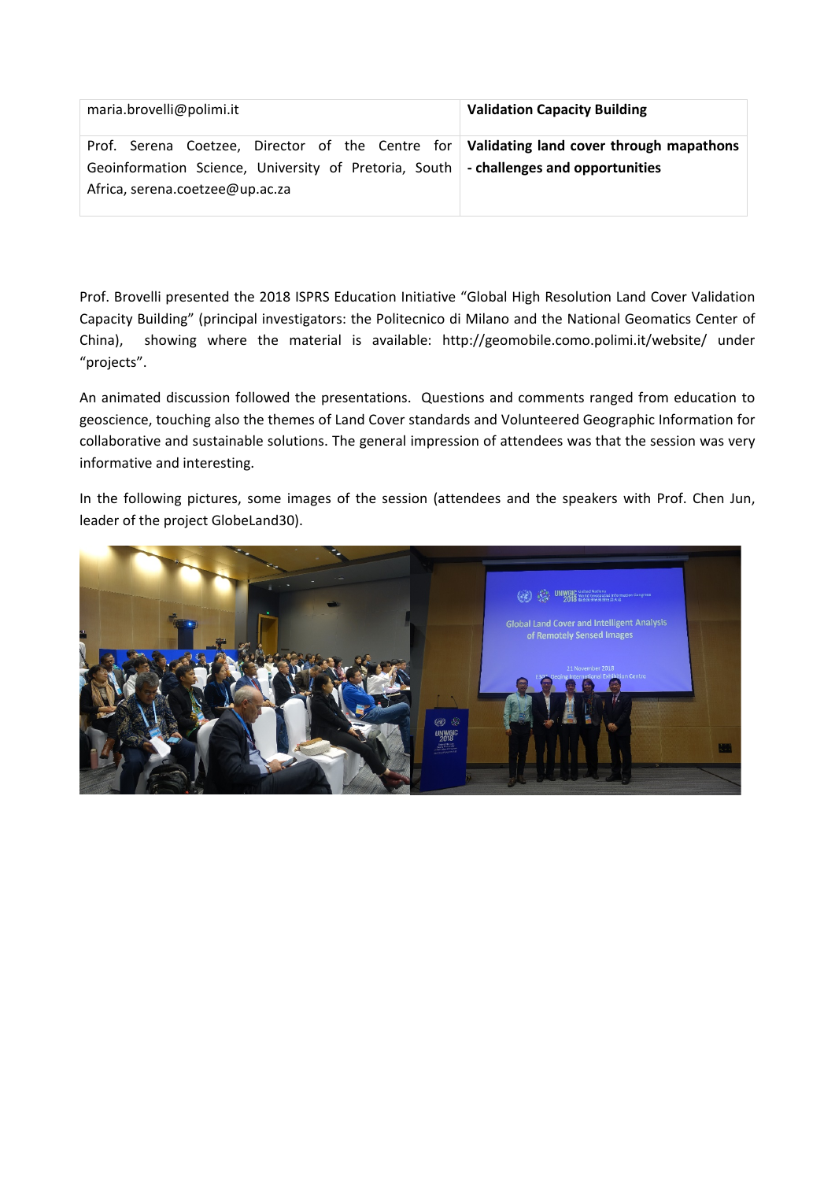| | |
|---|---|
| maria.brovelli@polimi.it | **Validation Capacity Building** |
| Prof. Serena Coetzee, Director of the Centre for Geoinformation Science, University of Pretoria, South Africa, serena.coetzee@up.ac.za | **Validating land cover through mapathons - challenges and opportunities** |

Prof. Brovelli presented the 2018 ISPRS Education Initiative "Global High Resolution Land Cover Validation Capacity Building" (principal investigators: the Politecnico di Milano and the National Geomatics Center of China), showing where the material is available: http://geomobile.como.polimi.it/website/ under "projects".

An animated discussion followed the presentations. Questions and comments ranged from education to geoscience, touching also the themes of Land Cover standards and Volunteered Geographic Information for collaborative and sustainable solutions. The general impression of attendees was that the session was very informative and interesting.

In the following pictures, some images of the session (attendees and the speakers with Prof. Chen Jun, leader of the project GlobeLand30).